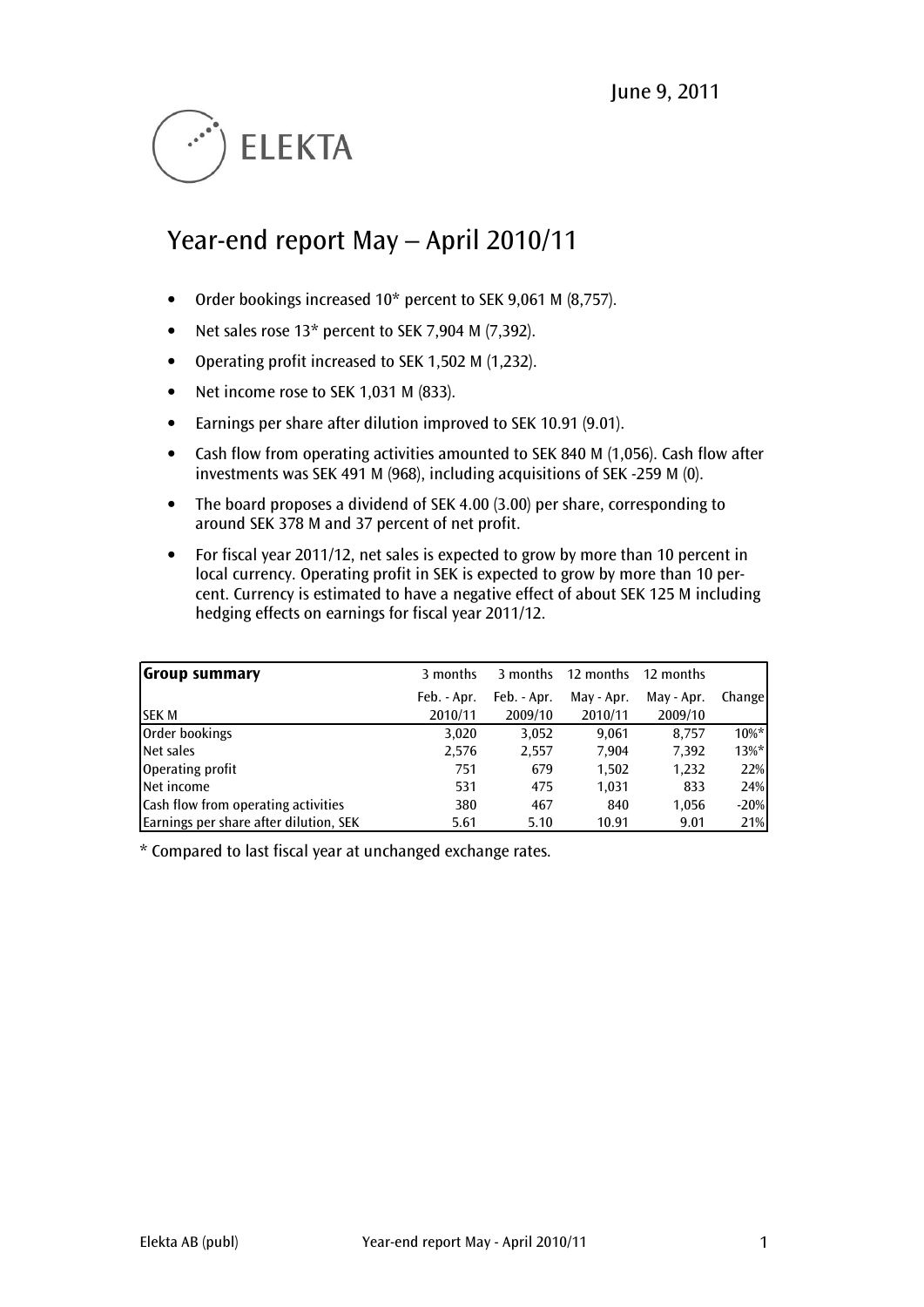June 9, 2011

ELEKTA

# Year-end report May – April 2010/11

- Order bookings increased 10* percent to SEK 9,061 M (8,757).
- Net sales rose 13* percent to SEK 7,904 M (7,392).
- Operating profit increased to SEK 1,502 M (1,232).
- Net income rose to SEK 1,031 M (833).
- Earnings per share after dilution improved to SEK 10.91 (9.01).
- Cash flow from operating activities amounted to SEK 840 M (1,056). Cash flow after investments was SEK 491 M (968), including acquisitions of SEK -259 M (0).
- The board proposes a dividend of SEK 4.00 (3.00) per share, corresponding to around SEK 378 M and 37 percent of net profit.
- For fiscal year 2011/12, net sales is expected to grow by more than 10 percent in local currency. Operating profit in SEK is expected to grow by more than 10 percent. Currency is estimated to have a negative effect of about SEK 125 M including hedging effects on earnings for fiscal year 2011/12.

| **Group summary** | 3 months | 3 months | 12 months | 12 months | |
|---|---|---|---|---|---|
| | Feb. - Apr. | Feb. - Apr. | May - Apr. | May - Apr. | Change |
| SEK M | 2010/11 | 2009/10 | 2010/11 | 2009/10 | |
| Order bookings | 3,020 | 3,052 | 9,061 | 8,757 | 10%* |
| Net sales | 2,576 | 2,557 | 7,904 | 7,392 | 13%* |
| Operating profit | 751 | 679 | 1,502 | 1,232 | 22% |
| Net income | 531 | 475 | 1,031 | 833 | 24% |
| Cash flow from operating activities | 380 | 467 | 840 | 1,056 | -20% |
| Earnings per share after dilution, SEK | 5.61 | 5.10 | 10.91 | 9.01 | 21% |

* Compared to last fiscal year at unchanged exchange rates.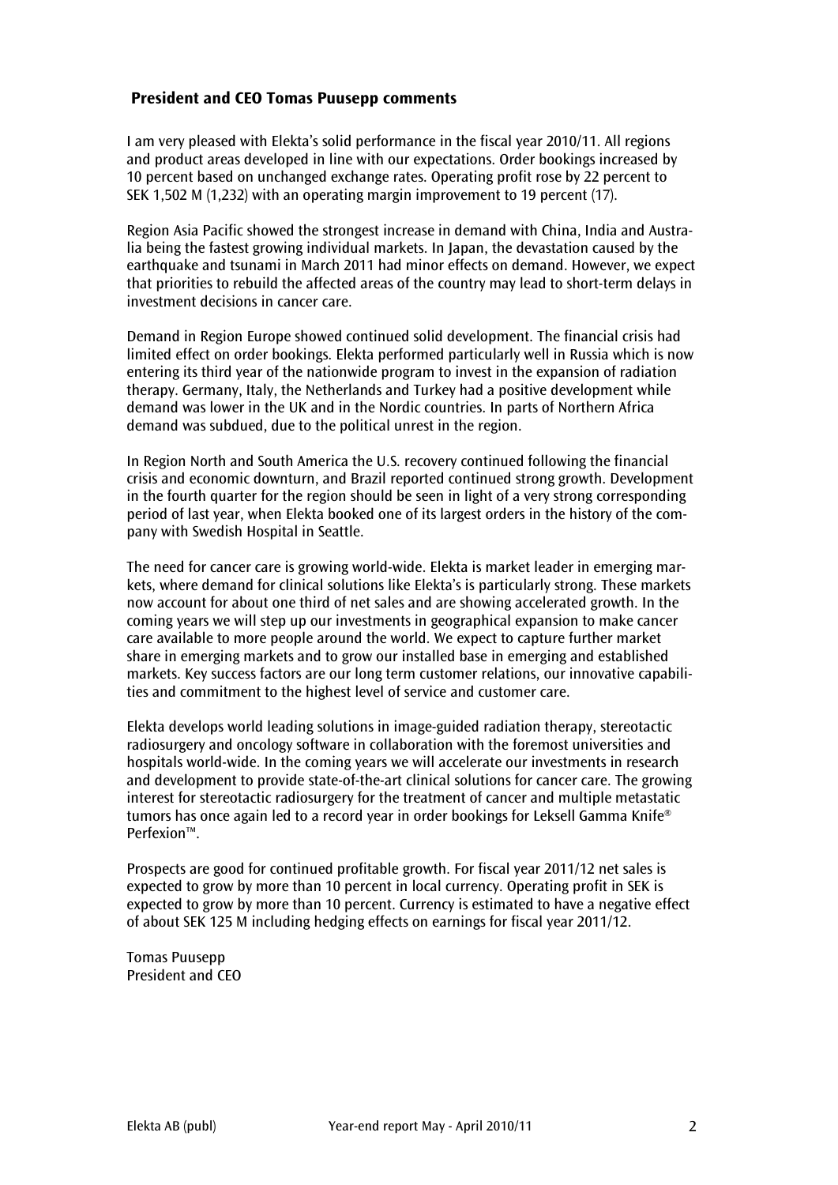## President and CEO Tomas Puusepp comments

I am very pleased with Elekta's solid performance in the fiscal year 2010/11. All regions and product areas developed in line with our expectations. Order bookings increased by 10 percent based on unchanged exchange rates. Operating profit rose by 22 percent to SEK 1,502 M (1,232) with an operating margin improvement to 19 percent (17).

Region Asia Pacific showed the strongest increase in demand with China, India and Australia being the fastest growing individual markets. In Japan, the devastation caused by the earthquake and tsunami in March 2011 had minor effects on demand. However, we expect that priorities to rebuild the affected areas of the country may lead to short-term delays in investment decisions in cancer care.

Demand in Region Europe showed continued solid development. The financial crisis had limited effect on order bookings. Elekta performed particularly well in Russia which is now entering its third year of the nationwide program to invest in the expansion of radiation therapy. Germany, Italy, the Netherlands and Turkey had a positive development while demand was lower in the UK and in the Nordic countries. In parts of Northern Africa demand was subdued, due to the political unrest in the region.

In Region North and South America the U.S. recovery continued following the financial crisis and economic downturn, and Brazil reported continued strong growth. Development in the fourth quarter for the region should be seen in light of a very strong corresponding period of last year, when Elekta booked one of its largest orders in the history of the company with Swedish Hospital in Seattle.

The need for cancer care is growing world-wide. Elekta is market leader in emerging markets, where demand for clinical solutions like Elekta's is particularly strong. These markets now account for about one third of net sales and are showing accelerated growth. In the coming years we will step up our investments in geographical expansion to make cancer care available to more people around the world. We expect to capture further market share in emerging markets and to grow our installed base in emerging and established markets. Key success factors are our long term customer relations, our innovative capabilities and commitment to the highest level of service and customer care.

Elekta develops world leading solutions in image-guided radiation therapy, stereotactic radiosurgery and oncology software in collaboration with the foremost universities and hospitals world-wide. In the coming years we will accelerate our investments in research and development to provide state-of-the-art clinical solutions for cancer care. The growing interest for stereotactic radiosurgery for the treatment of cancer and multiple metastatic tumors has once again led to a record year in order bookings for Leksell Gamma Knife® Perfexion™.

Prospects are good for continued profitable growth. For fiscal year 2011/12 net sales is expected to grow by more than 10 percent in local currency. Operating profit in SEK is expected to grow by more than 10 percent. Currency is estimated to have a negative effect of about SEK 125 M including hedging effects on earnings for fiscal year 2011/12.

Tomas Puusepp
President and CEO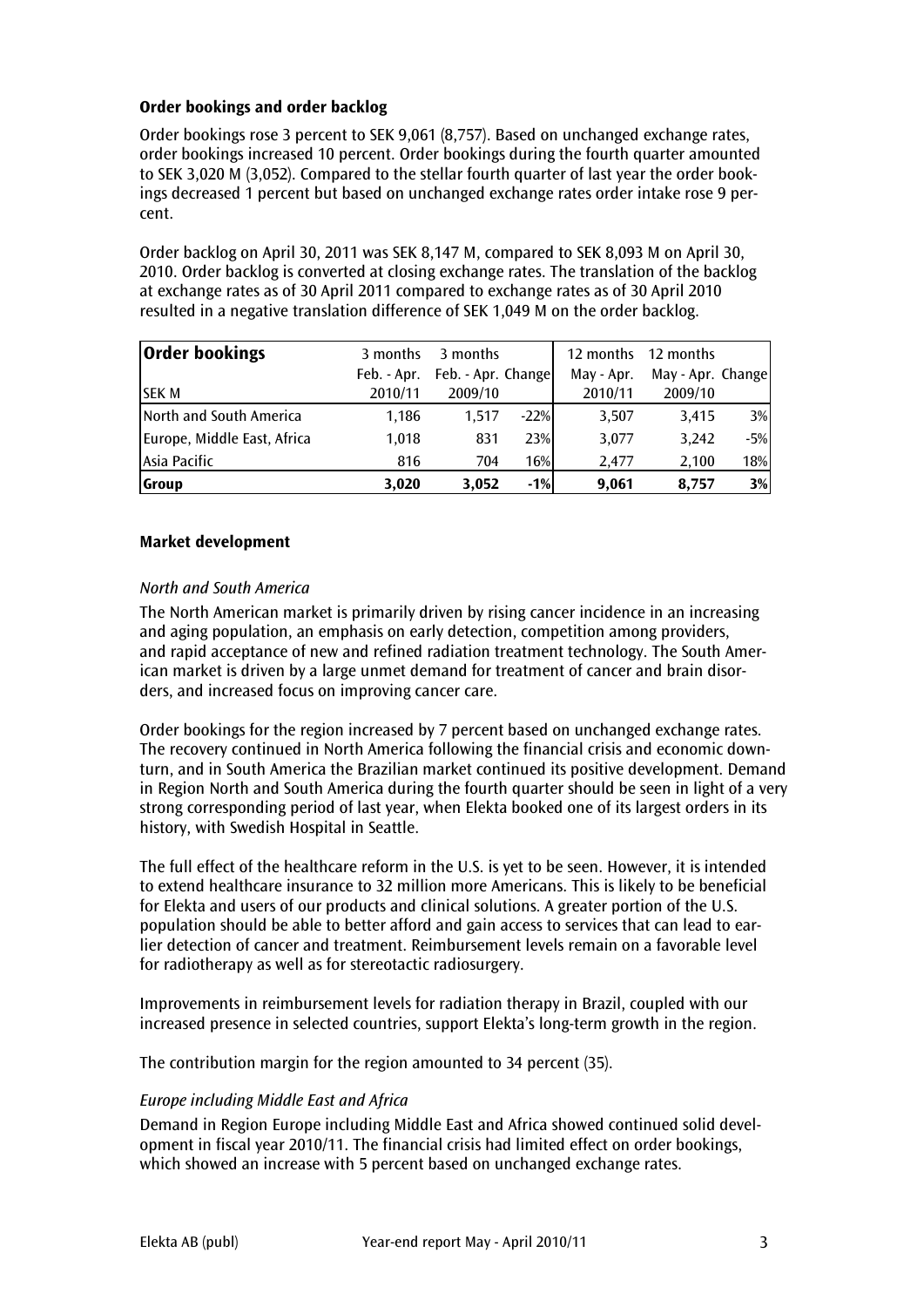**Order bookings and order backlog**

Order bookings rose 3 percent to SEK 9,061 (8,757). Based on unchanged exchange rates, order bookings increased 10 percent. Order bookings during the fourth quarter amounted to SEK 3,020 M (3,052). Compared to the stellar fourth quarter of last year the order bookings decreased 1 percent but based on unchanged exchange rates order intake rose 9 percent.

Order backlog on April 30, 2011 was SEK 8,147 M, compared to SEK 8,093 M on April 30, 2010. Order backlog is converted at closing exchange rates. The translation of the backlog at exchange rates as of 30 April 2011 compared to exchange rates as of 30 April 2010 resulted in a negative translation difference of SEK 1,049 M on the order backlog.

| **Order bookings** | 3 months | 3 months | | 12 months | 12 months | |
|---|---|---|---|---|---|---|
| | Feb. - Apr. | Feb. - Apr. | Change | May - Apr. | May - Apr. | Change |
| SEK M | 2010/11 | 2009/10 | | 2010/11 | 2009/10 | |
| North and South America | 1,186 | 1,517 | -22% | 3,507 | 3,415 | 3% |
| Europe, Middle East, Africa | 1,018 | 831 | 23% | 3,077 | 3,242 | -5% |
| Asia Pacific | 816 | 704 | 16% | 2,477 | 2,100 | 18% |
| **Group** | **3,020** | **3,052** | **-1%** | **9,061** | **8,757** | **3%** |

**Market development**

*North and South America*

The North American market is primarily driven by rising cancer incidence in an increasing and aging population, an emphasis on early detection, competition among providers, and rapid acceptance of new and refined radiation treatment technology. The South American market is driven by a large unmet demand for treatment of cancer and brain disorders, and increased focus on improving cancer care.

Order bookings for the region increased by 7 percent based on unchanged exchange rates. The recovery continued in North America following the financial crisis and economic downturn, and in South America the Brazilian market continued its positive development. Demand in Region North and South America during the fourth quarter should be seen in light of a very strong corresponding period of last year, when Elekta booked one of its largest orders in its history, with Swedish Hospital in Seattle.

The full effect of the healthcare reform in the U.S. is yet to be seen. However, it is intended to extend healthcare insurance to 32 million more Americans. This is likely to be beneficial for Elekta and users of our products and clinical solutions. A greater portion of the U.S. population should be able to better afford and gain access to services that can lead to earlier detection of cancer and treatment. Reimbursement levels remain on a favorable level for radiotherapy as well as for stereotactic radiosurgery.

Improvements in reimbursement levels for radiation therapy in Brazil, coupled with our increased presence in selected countries, support Elekta's long-term growth in the region.

The contribution margin for the region amounted to 34 percent (35).

*Europe including Middle East and Africa*

Demand in Region Europe including Middle East and Africa showed continued solid development in fiscal year 2010/11. The financial crisis had limited effect on order bookings, which showed an increase with 5 percent based on unchanged exchange rates.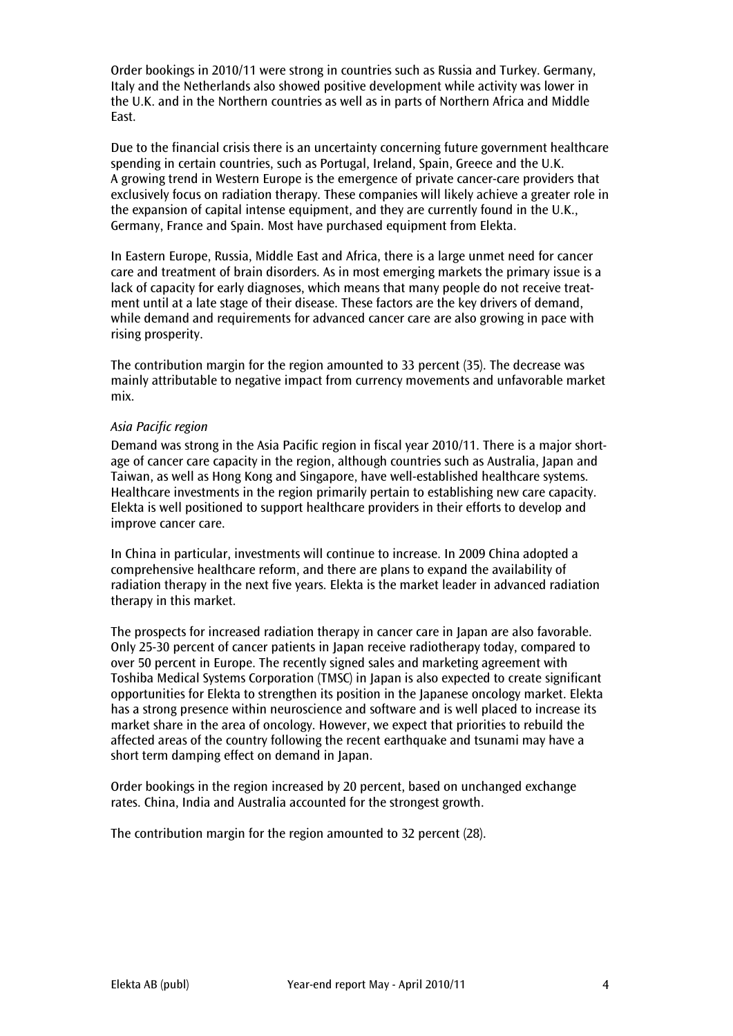Order bookings in 2010/11 were strong in countries such as Russia and Turkey. Germany, Italy and the Netherlands also showed positive development while activity was lower in the U.K. and in the Northern countries as well as in parts of Northern Africa and Middle East.

Due to the financial crisis there is an uncertainty concerning future government healthcare spending in certain countries, such as Portugal, Ireland, Spain, Greece and the U.K. A growing trend in Western Europe is the emergence of private cancer-care providers that exclusively focus on radiation therapy. These companies will likely achieve a greater role in the expansion of capital intense equipment, and they are currently found in the U.K., Germany, France and Spain. Most have purchased equipment from Elekta.

In Eastern Europe, Russia, Middle East and Africa, there is a large unmet need for cancer care and treatment of brain disorders. As in most emerging markets the primary issue is a lack of capacity for early diagnoses, which means that many people do not receive treatment until at a late stage of their disease. These factors are the key drivers of demand, while demand and requirements for advanced cancer care are also growing in pace with rising prosperity.

The contribution margin for the region amounted to 33 percent (35). The decrease was mainly attributable to negative impact from currency movements and unfavorable market mix.

*Asia Pacific region*

Demand was strong in the Asia Pacific region in fiscal year 2010/11. There is a major shortage of cancer care capacity in the region, although countries such as Australia, Japan and Taiwan, as well as Hong Kong and Singapore, have well-established healthcare systems. Healthcare investments in the region primarily pertain to establishing new care capacity. Elekta is well positioned to support healthcare providers in their efforts to develop and improve cancer care.

In China in particular, investments will continue to increase. In 2009 China adopted a comprehensive healthcare reform, and there are plans to expand the availability of radiation therapy in the next five years. Elekta is the market leader in advanced radiation therapy in this market.

The prospects for increased radiation therapy in cancer care in Japan are also favorable. Only 25-30 percent of cancer patients in Japan receive radiotherapy today, compared to over 50 percent in Europe. The recently signed sales and marketing agreement with Toshiba Medical Systems Corporation (TMSC) in Japan is also expected to create significant opportunities for Elekta to strengthen its position in the Japanese oncology market. Elekta has a strong presence within neuroscience and software and is well placed to increase its market share in the area of oncology. However, we expect that priorities to rebuild the affected areas of the country following the recent earthquake and tsunami may have a short term damping effect on demand in Japan.

Order bookings in the region increased by 20 percent, based on unchanged exchange rates. China, India and Australia accounted for the strongest growth.

The contribution margin for the region amounted to 32 percent (28).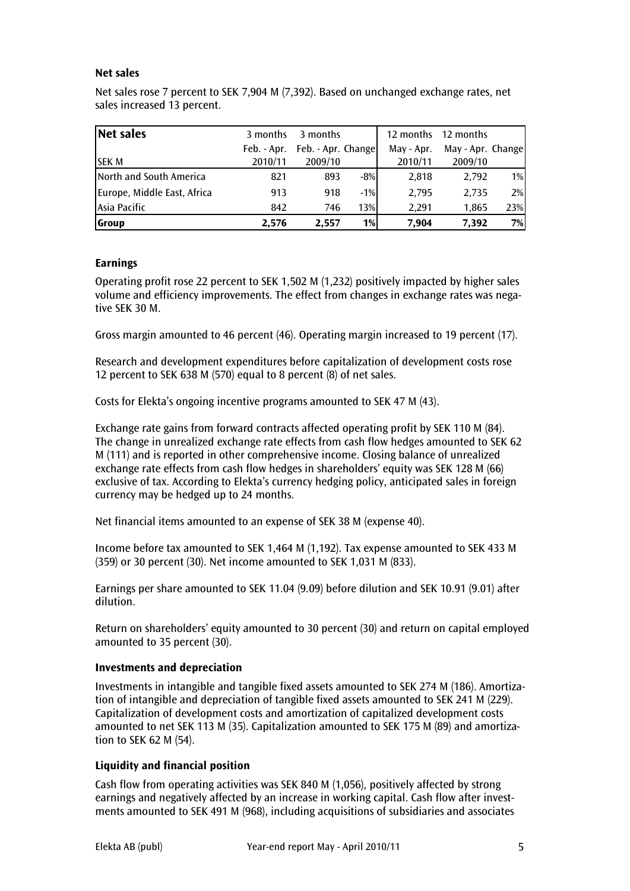### Net sales

Net sales rose 7 percent to SEK 7,904 M (7,392). Based on unchanged exchange rates, net sales increased 13 percent.

| Net sales | 3 months | 3 months | | 12 months | 12 months | |
|---|---|---|---|---|---|---|
| | Feb. - Apr. | Feb. - Apr. | Change | May - Apr. | May - Apr. | Change |
| SEK M | 2010/11 | 2009/10 | | 2010/11 | 2009/10 | |
| North and South America | 821 | 893 | -8% | 2,818 | 2,792 | 1% |
| Europe, Middle East, Africa | 913 | 918 | -1% | 2,795 | 2,735 | 2% |
| Asia Pacific | 842 | 746 | 13% | 2,291 | 1,865 | 23% |
| **Group** | **2,576** | **2,557** | **1%** | **7,904** | **7,392** | **7%** |

### Earnings

Operating profit rose 22 percent to SEK 1,502 M (1,232) positively impacted by higher sales volume and efficiency improvements. The effect from changes in exchange rates was negative SEK 30 M.

Gross margin amounted to 46 percent (46). Operating margin increased to 19 percent (17).

Research and development expenditures before capitalization of development costs rose 12 percent to SEK 638 M (570) equal to 8 percent (8) of net sales.

Costs for Elekta's ongoing incentive programs amounted to SEK 47 M (43).

Exchange rate gains from forward contracts affected operating profit by SEK 110 M (84). The change in unrealized exchange rate effects from cash flow hedges amounted to SEK 62 M (111) and is reported in other comprehensive income. Closing balance of unrealized exchange rate effects from cash flow hedges in shareholders' equity was SEK 128 M (66) exclusive of tax. According to Elekta's currency hedging policy, anticipated sales in foreign currency may be hedged up to 24 months.

Net financial items amounted to an expense of SEK 38 M (expense 40).

Income before tax amounted to SEK 1,464 M (1,192). Tax expense amounted to SEK 433 M (359) or 30 percent (30). Net income amounted to SEK 1,031 M (833).

Earnings per share amounted to SEK 11.04 (9.09) before dilution and SEK 10.91 (9.01) after dilution.

Return on shareholders' equity amounted to 30 percent (30) and return on capital employed amounted to 35 percent (30).

### Investments and depreciation

Investments in intangible and tangible fixed assets amounted to SEK 274 M (186). Amortization of intangible and depreciation of tangible fixed assets amounted to SEK 241 M (229). Capitalization of development costs and amortization of capitalized development costs amounted to net SEK 113 M (35). Capitalization amounted to SEK 175 M (89) and amortization to SEK 62 M (54).

### Liquidity and financial position

Cash flow from operating activities was SEK 840 M (1,056), positively affected by strong earnings and negatively affected by an increase in working capital. Cash flow after investments amounted to SEK 491 M (968), including acquisitions of subsidiaries and associates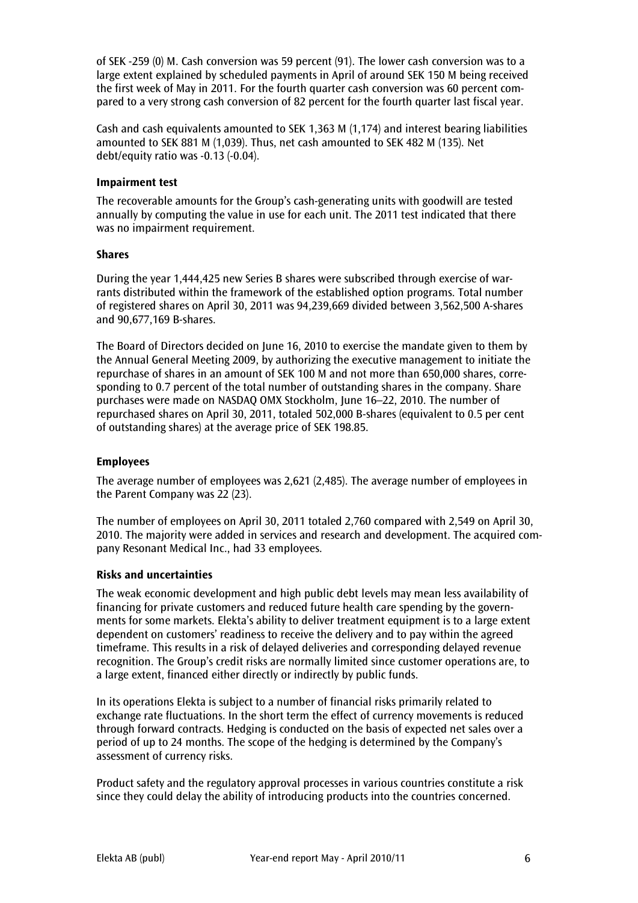of SEK -259 (0) M. Cash conversion was 59 percent (91). The lower cash conversion was to a large extent explained by scheduled payments in April of around SEK 150 M being received the first week of May in 2011. For the fourth quarter cash conversion was 60 percent compared to a very strong cash conversion of 82 percent for the fourth quarter last fiscal year.

Cash and cash equivalents amounted to SEK 1,363 M (1,174) and interest bearing liabilities amounted to SEK 881 M (1,039). Thus, net cash amounted to SEK 482 M (135). Net debt/equity ratio was -0.13 (-0.04).

**Impairment test**

The recoverable amounts for the Group's cash-generating units with goodwill are tested annually by computing the value in use for each unit. The 2011 test indicated that there was no impairment requirement.

**Shares**

During the year 1,444,425 new Series B shares were subscribed through exercise of warrants distributed within the framework of the established option programs. Total number of registered shares on April 30, 2011 was 94,239,669 divided between 3,562,500 A-shares and 90,677,169 B-shares.

The Board of Directors decided on June 16, 2010 to exercise the mandate given to them by the Annual General Meeting 2009, by authorizing the executive management to initiate the repurchase of shares in an amount of SEK 100 M and not more than 650,000 shares, corresponding to 0.7 percent of the total number of outstanding shares in the company. Share purchases were made on NASDAQ OMX Stockholm, June 16–22, 2010. The number of repurchased shares on April 30, 2011, totaled 502,000 B-shares (equivalent to 0.5 per cent of outstanding shares) at the average price of SEK 198.85.

**Employees**

The average number of employees was 2,621 (2,485). The average number of employees in the Parent Company was 22 (23).

The number of employees on April 30, 2011 totaled 2,760 compared with 2,549 on April 30, 2010. The majority were added in services and research and development. The acquired company Resonant Medical Inc., had 33 employees.

**Risks and uncertainties**

The weak economic development and high public debt levels may mean less availability of financing for private customers and reduced future health care spending by the governments for some markets. Elekta's ability to deliver treatment equipment is to a large extent dependent on customers' readiness to receive the delivery and to pay within the agreed timeframe. This results in a risk of delayed deliveries and corresponding delayed revenue recognition. The Group's credit risks are normally limited since customer operations are, to a large extent, financed either directly or indirectly by public funds.

In its operations Elekta is subject to a number of financial risks primarily related to exchange rate fluctuations. In the short term the effect of currency movements is reduced through forward contracts. Hedging is conducted on the basis of expected net sales over a period of up to 24 months. The scope of the hedging is determined by the Company's assessment of currency risks.

Product safety and the regulatory approval processes in various countries constitute a risk since they could delay the ability of introducing products into the countries concerned.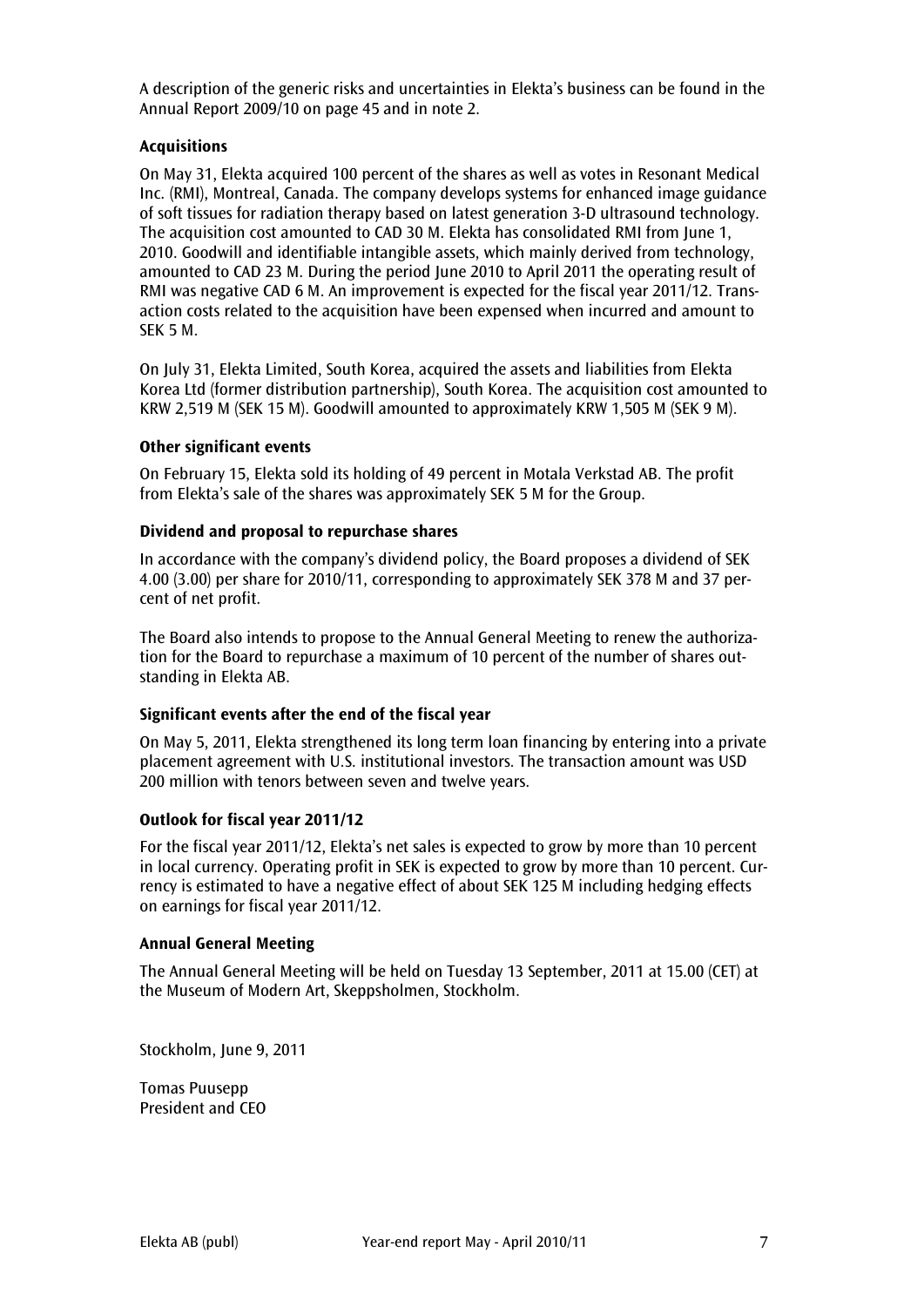A description of the generic risks and uncertainties in Elekta's business can be found in the Annual Report 2009/10 on page 45 and in note 2.

**Acquisitions**

On May 31, Elekta acquired 100 percent of the shares as well as votes in Resonant Medical Inc. (RMI), Montreal, Canada. The company develops systems for enhanced image guidance of soft tissues for radiation therapy based on latest generation 3-D ultrasound technology. The acquisition cost amounted to CAD 30 M. Elekta has consolidated RMI from June 1, 2010. Goodwill and identifiable intangible assets, which mainly derived from technology, amounted to CAD 23 M. During the period June 2010 to April 2011 the operating result of RMI was negative CAD 6 M. An improvement is expected for the fiscal year 2011/12. Transaction costs related to the acquisition have been expensed when incurred and amount to SEK 5 M.

On July 31, Elekta Limited, South Korea, acquired the assets and liabilities from Elekta Korea Ltd (former distribution partnership), South Korea. The acquisition cost amounted to KRW 2,519 M (SEK 15 M). Goodwill amounted to approximately KRW 1,505 M (SEK 9 M).

**Other significant events**

On February 15, Elekta sold its holding of 49 percent in Motala Verkstad AB. The profit from Elekta's sale of the shares was approximately SEK 5 M for the Group.

**Dividend and proposal to repurchase shares**

In accordance with the company's dividend policy, the Board proposes a dividend of SEK 4.00 (3.00) per share for 2010/11, corresponding to approximately SEK 378 M and 37 percent of net profit.

The Board also intends to propose to the Annual General Meeting to renew the authorization for the Board to repurchase a maximum of 10 percent of the number of shares outstanding in Elekta AB.

**Significant events after the end of the fiscal year**

On May 5, 2011, Elekta strengthened its long term loan financing by entering into a private placement agreement with U.S. institutional investors. The transaction amount was USD 200 million with tenors between seven and twelve years.

**Outlook for fiscal year 2011/12**

For the fiscal year 2011/12, Elekta's net sales is expected to grow by more than 10 percent in local currency. Operating profit in SEK is expected to grow by more than 10 percent. Currency is estimated to have a negative effect of about SEK 125 M including hedging effects on earnings for fiscal year 2011/12.

**Annual General Meeting**

The Annual General Meeting will be held on Tuesday 13 September, 2011 at 15.00 (CET) at the Museum of Modern Art, Skeppsholmen, Stockholm.

Stockholm, June 9, 2011

Tomas Puusepp  
President and CEO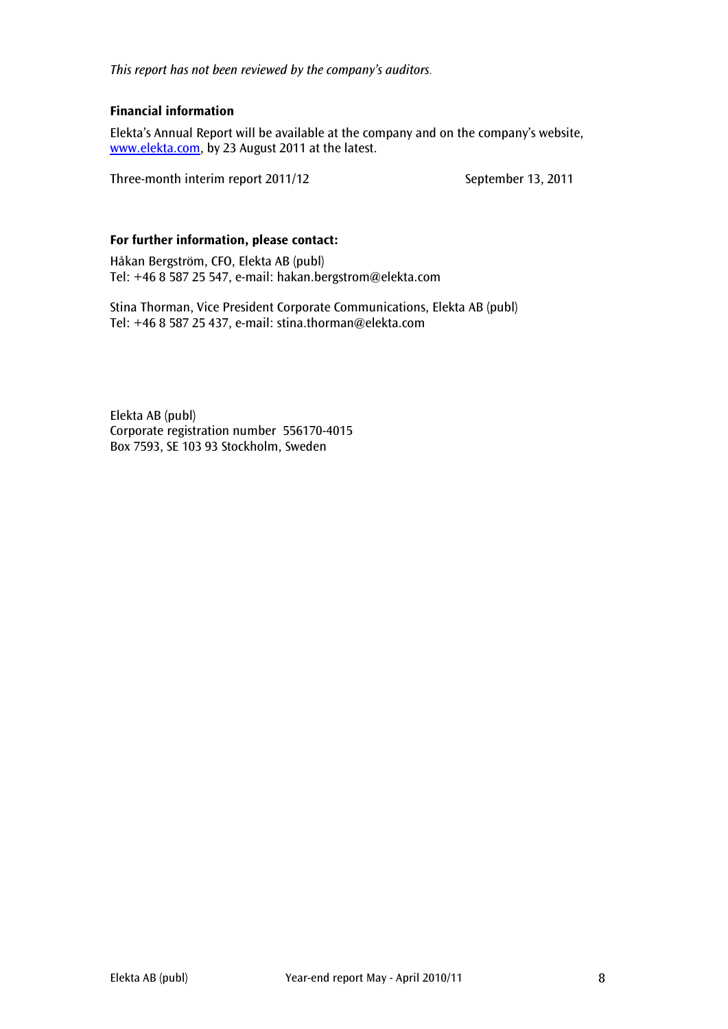*This report has not been reviewed by the company's auditors.*

**Financial information**

Elekta's Annual Report will be available at the company and on the company's website, www.elekta.com, by 23 August 2011 at the latest.

| | |
|---|---|
| Three-month interim report 2011/12 | September 13, 2011 |

**For further information, please contact:**

Håkan Bergström, CFO, Elekta AB (publ)
Tel: +46 8 587 25 547, e-mail: hakan.bergstrom@elekta.com

Stina Thorman, Vice President Corporate Communications, Elekta AB (publ)
Tel: +46 8 587 25 437, e-mail: stina.thorman@elekta.com

Elekta AB (publ)
Corporate registration number 556170-4015
Box 7593, SE 103 93 Stockholm, Sweden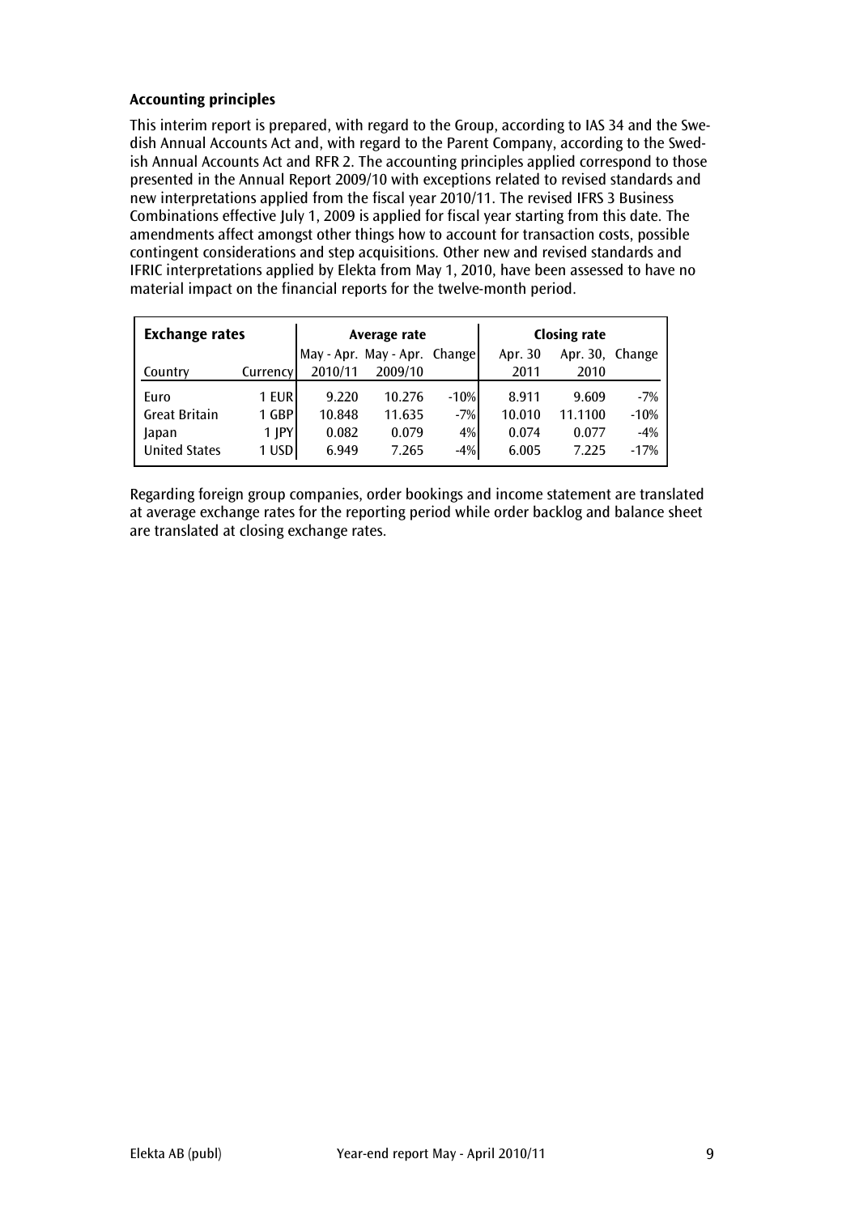**Accounting principles**

This interim report is prepared, with regard to the Group, according to IAS 34 and the Swedish Annual Accounts Act and, with regard to the Parent Company, according to the Swedish Annual Accounts Act and RFR 2. The accounting principles applied correspond to those presented in the Annual Report 2009/10 with exceptions related to revised standards and new interpretations applied from the fiscal year 2010/11. The revised IFRS 3 Business Combinations effective July 1, 2009 is applied for fiscal year starting from this date. The amendments affect amongst other things how to account for transaction costs, possible contingent considerations and step acquisitions. Other new and revised standards and IFRIC interpretations applied by Elekta from May 1, 2010, have been assessed to have no material impact on the financial reports for the twelve-month period.

| **Exchange rates** | | Average rate | | | Closing rate | | |
|---|---|---|---|---|---|---|---|
| | | May - Apr. | May - Apr. | Change | Apr. 30 | Apr. 30, | Change |
| Country | Currency | 2010/11 | 2009/10 | | 2011 | 2010 | |
| Euro | 1 EUR | 9.220 | 10.276 | -10% | 8.911 | 9.609 | -7% |
| Great Britain | 1 GBP | 10.848 | 11.635 | -7% | 10.010 | 11.1100 | -10% |
| Japan | 1 JPY | 0.082 | 0.079 | 4% | 0.074 | 0.077 | -4% |
| United States | 1 USD | 6.949 | 7.265 | -4% | 6.005 | 7.225 | -17% |

Regarding foreign group companies, order bookings and income statement are translated at average exchange rates for the reporting period while order backlog and balance sheet are translated at closing exchange rates.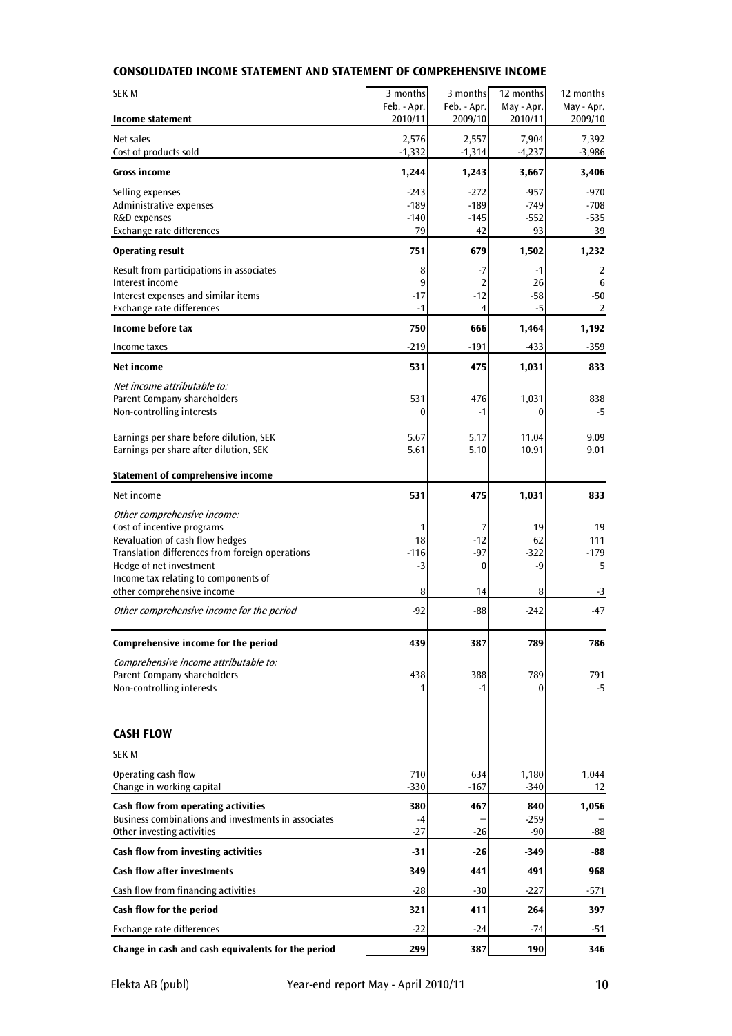## CONSOLIDATED INCOME STATEMENT AND STATEMENT OF COMPREHENSIVE INCOME

| SEK M | 3 months Feb. - Apr. 2010/11 | 3 months Feb. - Apr. 2009/10 | 12 months May - Apr. 2010/11 | 12 months May - Apr. 2009/10 |
|---|---|---|---|---|
| **Income statement** | | | | |
| Net sales | 2,576 | 2,557 | 7,904 | 7,392 |
| Cost of products sold | -1,332 | -1,314 | -4,237 | -3,986 |
| **Gross income** | **1,244** | **1,243** | **3,667** | **3,406** |
| Selling expenses | -243 | -272 | -957 | -970 |
| Administrative expenses | -189 | -189 | -749 | -708 |
| R&D expenses | -140 | -145 | -552 | -535 |
| Exchange rate differences | 79 | 42 | 93 | 39 |
| **Operating result** | **751** | **679** | **1,502** | **1,232** |
| Result from participations in associates | 8 | -7 | -1 | 2 |
| Interest income | 9 | 2 | 26 | 6 |
| Interest expenses and similar items | -17 | -12 | -58 | -50 |
| Exchange rate differences | -1 | 4 | -5 | 2 |
| **Income before tax** | **750** | **666** | **1,464** | **1,192** |
| Income taxes | -219 | -191 | -433 | -359 |
| **Net income** | **531** | **475** | **1,031** | **833** |
| *Net income attributable to:* | | | | |
| Parent Company shareholders | 531 | 476 | 1,031 | 838 |
| Non-controlling interests | 0 | -1 | 0 | -5 |
| Earnings per share before dilution, SEK | 5.67 | 5.17 | 11.04 | 9.09 |
| Earnings per share after dilution, SEK | 5.61 | 5.10 | 10.91 | 9.01 |
| **Statement of comprehensive income** | | | | |
| Net income | **531** | **475** | **1,031** | **833** |
| *Other comprehensive income:* | | | | |
| Cost of incentive programs | 1 | 7 | 19 | 19 |
| Revaluation of cash flow hedges | 18 | -12 | 62 | 111 |
| Translation differences from foreign operations | -116 | -97 | -322 | -179 |
| Hedge of net investment | -3 | 0 | -9 | 5 |
| Income tax relating to components of other comprehensive income | 8 | 14 | 8 | -3 |
| *Other comprehensive income for the period* | -92 | -88 | -242 | -47 |
| **Comprehensive income for the period** | **439** | **387** | **789** | **786** |
| *Comprehensive income attributable to:* | | | | |
| Parent Company shareholders | 438 | 388 | 789 | 791 |
| Non-controlling interests | 1 | -1 | 0 | -5 |

## CASH FLOW

| SEK M | 3 months Feb. - Apr. 2010/11 | 3 months Feb. - Apr. 2009/10 | 12 months May - Apr. 2010/11 | 12 months May - Apr. 2009/10 |
|---|---|---|---|---|
| Operating cash flow | 710 | 634 | 1,180 | 1,044 |
| Change in working capital | -330 | -167 | -340 | 12 |
| **Cash flow from operating activities** | **380** | **467** | **840** | **1,056** |
| Business combinations and investments in associates | -4 | – | -259 | – |
| Other investing activities | -27 | -26 | -90 | -88 |
| **Cash flow from investing activities** | **-31** | **-26** | **-349** | **-88** |
| **Cash flow after investments** | **349** | **441** | **491** | **968** |
| Cash flow from financing activities | -28 | -30 | -227 | -571 |
| **Cash flow for the period** | **321** | **411** | **264** | **397** |
| Exchange rate differences | -22 | -24 | -74 | -51 |
| **Change in cash and cash equivalents for the period** | **299** | **387** | **190** | **346** |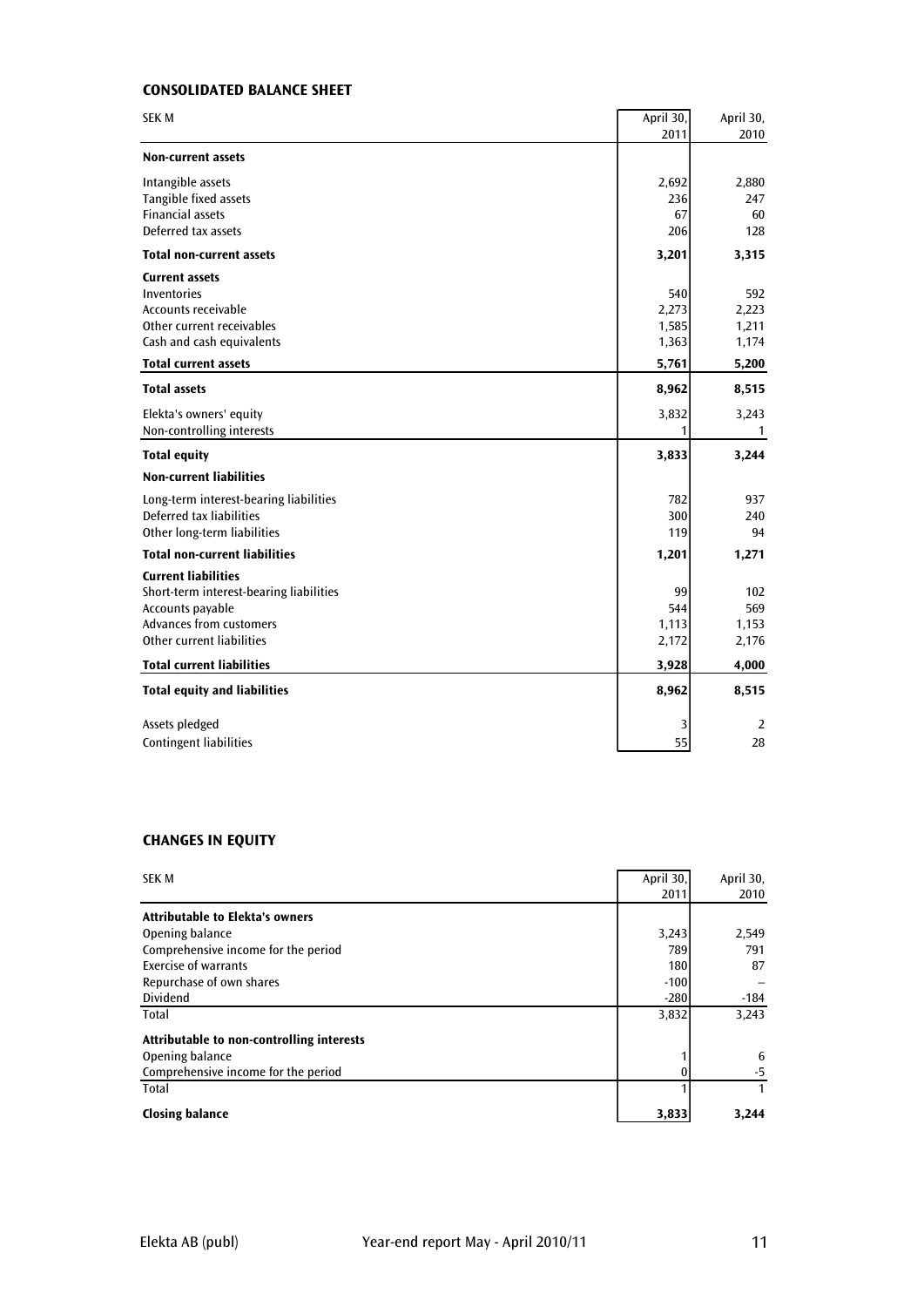### CONSOLIDATED BALANCE SHEET

| SEK M | April 30, 2011 | April 30, 2010 |
|---|---|---|
| **Non-current assets** | | |
| Intangible assets | 2,692 | 2,880 |
| Tangible fixed assets | 236 | 247 |
| Financial assets | 67 | 60 |
| Deferred tax assets | 206 | 128 |
| **Total non-current assets** | **3,201** | **3,315** |
| **Current assets** | | |
| Inventories | 540 | 592 |
| Accounts receivable | 2,273 | 2,223 |
| Other current receivables | 1,585 | 1,211 |
| Cash and cash equivalents | 1,363 | 1,174 |
| **Total current assets** | **5,761** | **5,200** |
| **Total assets** | **8,962** | **8,515** |
| Elekta's owners' equity | 3,832 | 3,243 |
| Non-controlling interests | 1 | 1 |
| **Total equity** | **3,833** | **3,244** |
| **Non-current liabilities** | | |
| Long-term interest-bearing liabilities | 782 | 937 |
| Deferred tax liabilities | 300 | 240 |
| Other long-term liabilities | 119 | 94 |
| **Total non-current liabilities** | **1,201** | **1,271** |
| **Current liabilities** | | |
| Short-term interest-bearing liabilities | 99 | 102 |
| Accounts payable | 544 | 569 |
| Advances from customers | 1,113 | 1,153 |
| Other current liabilities | 2,172 | 2,176 |
| **Total current liabilities** | **3,928** | **4,000** |
| **Total equity and liabilities** | **8,962** | **8,515** |
| Assets pledged | 3 | 2 |
| Contingent liabilities | 55 | 28 |

### CHANGES IN EQUITY

| SEK M | April 30, 2011 | April 30, 2010 |
|---|---|---|
| **Attributable to Elekta's owners** | | |
| Opening balance | 3,243 | 2,549 |
| Comprehensive income for the period | 789 | 791 |
| Exercise of warrants | 180 | 87 |
| Repurchase of own shares | -100 | – |
| Dividend | -280 | -184 |
| Total | 3,832 | 3,243 |
| **Attributable to non-controlling interests** | | |
| Opening balance | 1 | 6 |
| Comprehensive income for the period | 0 | -5 |
| Total | 1 | 1 |
| **Closing balance** | **3,833** | **3,244** |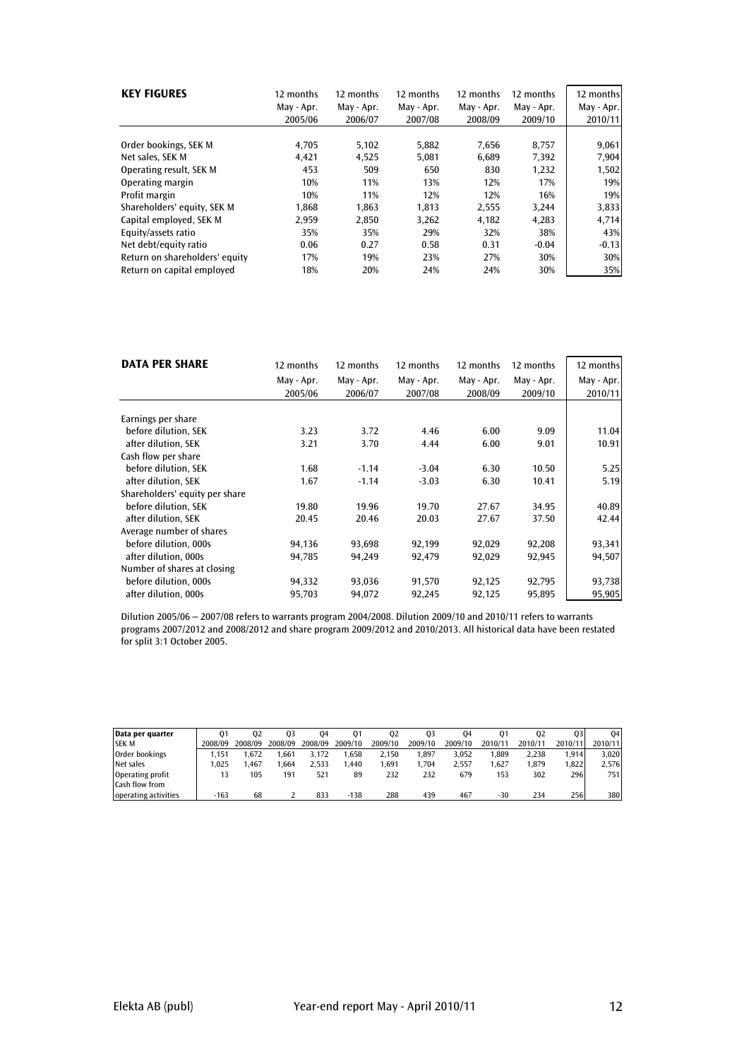| **KEY FIGURES** | 12 months May - Apr. 2005/06 | 12 months May - Apr. 2006/07 | 12 months May - Apr. 2007/08 | 12 months May - Apr. 2008/09 | 12 months May - Apr. 2009/10 | 12 months May - Apr. 2010/11 |
|---|---|---|---|---|---|---|
| Order bookings, SEK M | 4,705 | 5,102 | 5,882 | 7,656 | 8,757 | 9,061 |
| Net sales, SEK M | 4,421 | 4,525 | 5,081 | 6,689 | 7,392 | 7,904 |
| Operating result, SEK M | 453 | 509 | 650 | 830 | 1,232 | 1,502 |
| Operating margin | 10% | 11% | 13% | 12% | 17% | 19% |
| Profit margin | 10% | 11% | 12% | 12% | 16% | 19% |
| Shareholders' equity, SEK M | 1,868 | 1,863 | 1,813 | 2,555 | 3,244 | 3,833 |
| Capital employed, SEK M | 2,959 | 2,850 | 3,262 | 4,182 | 4,283 | 4,714 |
| Equity/assets ratio | 35% | 35% | 29% | 32% | 38% | 43% |
| Net debt/equity ratio | 0.06 | 0.27 | 0.58 | 0.31 | -0.04 | -0.13 |
| Return on shareholders' equity | 17% | 19% | 23% | 27% | 30% | 30% |
| Return on capital employed | 18% | 20% | 24% | 24% | 30% | 35% |

| **DATA PER SHARE** | 12 months May - Apr. 2005/06 | 12 months May - Apr. 2006/07 | 12 months May - Apr. 2007/08 | 12 months May - Apr. 2008/09 | 12 months May - Apr. 2009/10 | 12 months May - Apr. 2010/11 |
|---|---|---|---|---|---|---|
| Earnings per share | | | | | | |
| before dilution, SEK | 3.23 | 3.72 | 4.46 | 6.00 | 9.09 | 11.04 |
| after dilution, SEK | 3.21 | 3.70 | 4.44 | 6.00 | 9.01 | 10.91 |
| Cash flow per share | | | | | | |
| before dilution, SEK | 1.68 | -1.14 | -3.04 | 6.30 | 10.50 | 5.25 |
| after dilution, SEK | 1.67 | -1.14 | -3.03 | 6.30 | 10.41 | 5.19 |
| Shareholders' equity per share | | | | | | |
| before dilution, SEK | 19.80 | 19.96 | 19.70 | 27.67 | 34.95 | 40.89 |
| after dilution, SEK | 20.45 | 20.46 | 20.03 | 27.67 | 37.50 | 42.44 |
| Average number of shares | | | | | | |
| before dilution, 000s | 94,136 | 93,698 | 92,199 | 92,029 | 92,208 | 93,341 |
| after dilution, 000s | 94,785 | 94,249 | 92,479 | 92,029 | 92,945 | 94,507 |
| Number of shares at closing | | | | | | |
| before dilution, 000s | 94,332 | 93,036 | 91,570 | 92,125 | 92,795 | 93,738 |
| after dilution, 000s | 95,703 | 94,072 | 92,245 | 92,125 | 95,895 | 95,905 |

Dilution 2005/06 – 2007/08 refers to warrants program 2004/2008. Dilution 2009/10 and 2010/11 refers to warrants programs 2007/2012 and 2008/2012 and share program 2009/2012 and 2010/2013. All historical data have been restated for split 3:1 October 2005.

| **Data per quarter** SEK M | Q1 2008/09 | Q2 2008/09 | Q3 2008/09 | Q4 2008/09 | Q1 2009/10 | Q2 2009/10 | Q3 2009/10 | Q4 2009/10 | Q1 2010/11 | Q2 2010/11 | Q3 2010/11 | Q4 2010/11 |
|---|---|---|---|---|---|---|---|---|---|---|---|---|
| Order bookings | 1,151 | 1,672 | 1,661 | 3,172 | 1,658 | 2,150 | 1,897 | 3,052 | 1,889 | 2,238 | 1,914 | 3,020 |
| Net sales | 1,025 | 1,467 | 1,664 | 2,533 | 1,440 | 1,691 | 1,704 | 2,557 | 1,627 | 1,879 | 1,822 | 2,576 |
| Operating profit | 13 | 105 | 191 | 521 | 89 | 232 | 232 | 679 | 153 | 302 | 296 | 751 |
| Cash flow from operating activities | -163 | 68 | 2 | 833 | -138 | 288 | 439 | 467 | -30 | 234 | 256 | 380 |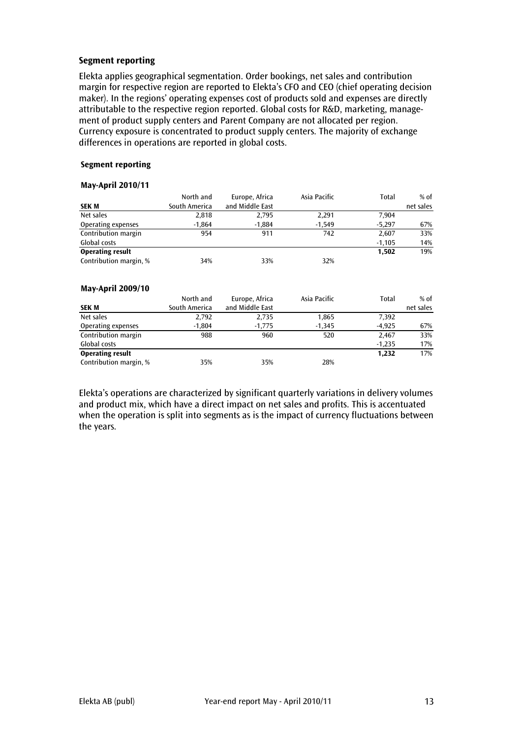### Segment reporting

Elekta applies geographical segmentation. Order bookings, net sales and contribution margin for respective region are reported to Elekta's CFO and CEO (chief operating decision maker). In the regions' operating expenses cost of products sold and expenses are directly attributable to the respective region reported. Global costs for R&D, marketing, management of product supply centers and Parent Company are not allocated per region. Currency exposure is concentrated to product supply centers. The majority of exchange differences in operations are reported in global costs.

**Segment reporting**

**May-April 2010/11**

| SEK M | North and South America | Europe, Africa and Middle East | Asia Pacific | Total | % of net sales |
|---|---|---|---|---|---|
| Net sales | 2,818 | 2,795 | 2,291 | 7,904 | |
| Operating expenses | -1,864 | -1,884 | -1,549 | -5,297 | 67% |
| Contribution margin | 954 | 911 | 742 | 2,607 | 33% |
| Global costs | | | | -1,105 | 14% |
| **Operating result** | | | | **1,502** | 19% |
| Contribution margin, % | 34% | 33% | 32% | | |

**May-April 2009/10**

| SEK M | North and South America | Europe, Africa and Middle East | Asia Pacific | Total | % of net sales |
|---|---|---|---|---|---|
| Net sales | 2,792 | 2,735 | 1,865 | 7,392 | |
| Operating expenses | -1,804 | -1,775 | -1,345 | -4,925 | 67% |
| Contribution margin | 988 | 960 | 520 | 2,467 | 33% |
| Global costs | | | | -1,235 | 17% |
| **Operating result** | | | | **1,232** | 17% |
| Contribution margin, % | 35% | 35% | 28% | | |

Elekta's operations are characterized by significant quarterly variations in delivery volumes and product mix, which have a direct impact on net sales and profits. This is accentuated when the operation is split into segments as is the impact of currency fluctuations between the years.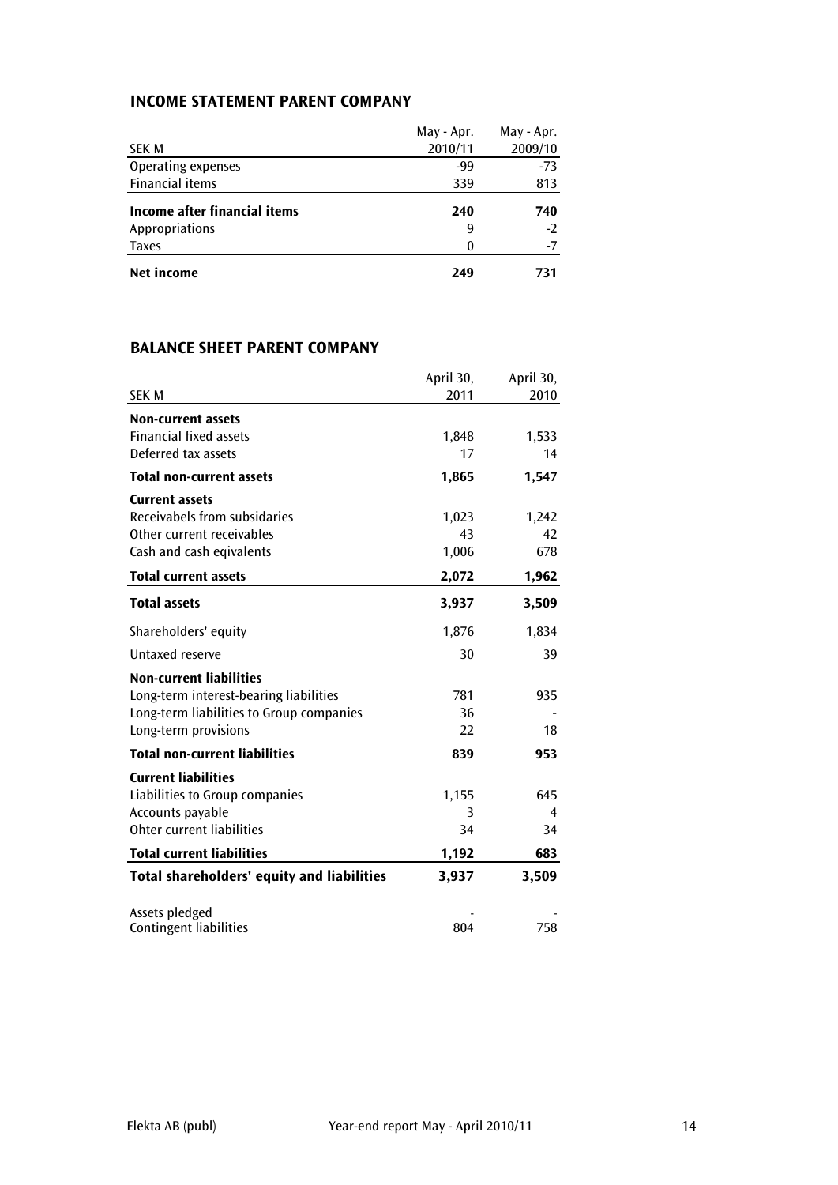## INCOME STATEMENT PARENT COMPANY

| SEK M | May - Apr. 2010/11 | May - Apr. 2009/10 |
|---|---|---|
| Operating expenses | -99 | -73 |
| Financial items | 339 | 813 |
| **Income after financial items** | **240** | **740** |
| Appropriations | 9 | -2 |
| Taxes | 0 | -7 |
| **Net income** | **249** | **731** |

## BALANCE SHEET PARENT COMPANY

| SEK M | April 30, 2011 | April 30, 2010 |
|---|---|---|
| **Non-current assets** | | |
| Financial fixed assets | 1,848 | 1,533 |
| Deferred tax assets | 17 | 14 |
| **Total non-current assets** | **1,865** | **1,547** |
| **Current assets** | | |
| Receivabels from subsidaries | 1,023 | 1,242 |
| Other current receivables | 43 | 42 |
| Cash and cash eqivalents | 1,006 | 678 |
| **Total current assets** | **2,072** | **1,962** |
| **Total assets** | **3,937** | **3,509** |
| Shareholders' equity | 1,876 | 1,834 |
| Untaxed reserve | 30 | 39 |
| **Non-current liabilities** | | |
| Long-term interest-bearing liabilities | 781 | 935 |
| Long-term liabilities to Group companies | 36 | - |
| Long-term provisions | 22 | 18 |
| **Total non-current liabilities** | **839** | **953** |
| **Current liabilities** | | |
| Liabilities to Group companies | 1,155 | 645 |
| Accounts payable | 3 | 4 |
| Ohter current liabilities | 34 | 34 |
| **Total current liabilities** | **1,192** | **683** |
| **Total shareholders' equity and liabilities** | **3,937** | **3,509** |
| Assets pledged | - | - |
| Contingent liabilities | 804 | 758 |